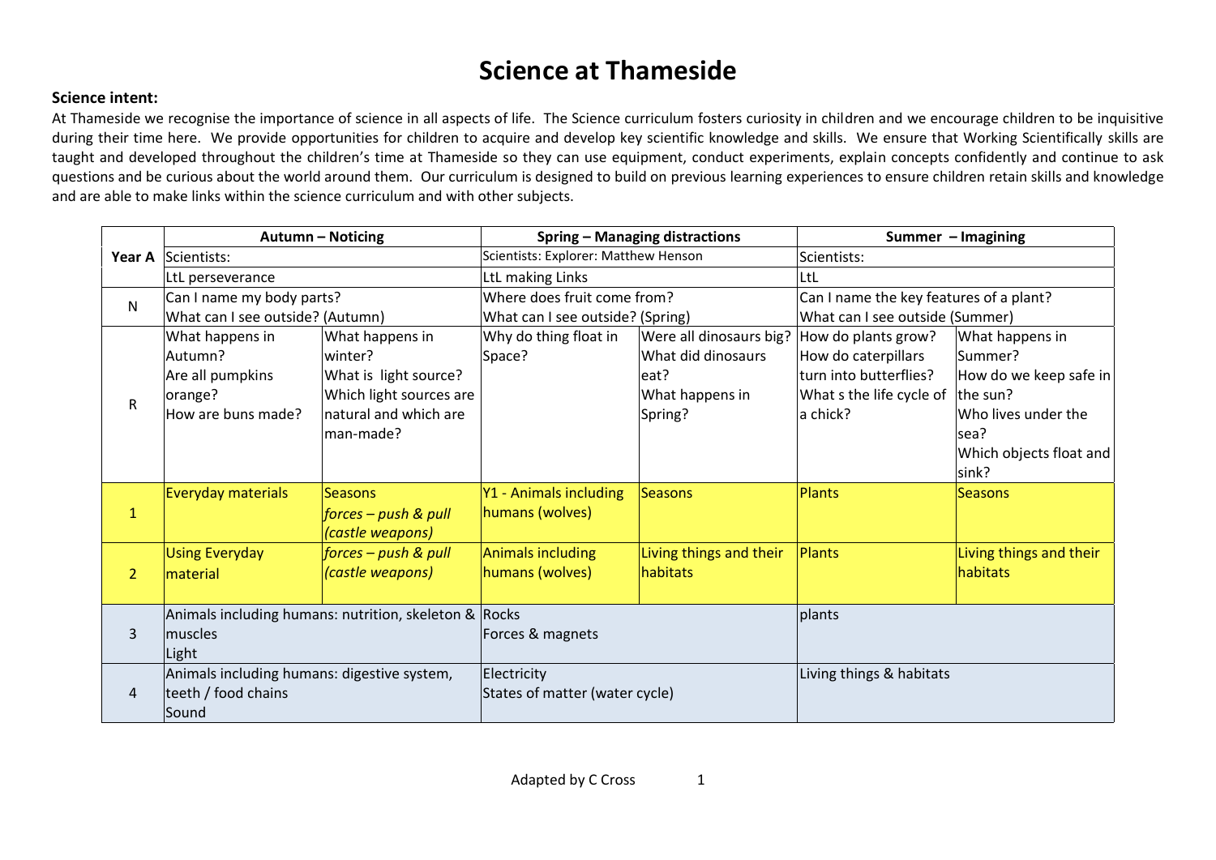# Science at Thameside

**Science intent:**

At Thameside we recognise the importance of science in all aspects of life. The Science curriculum fosters curiosity in children and we encourage children to be inquisitive during their time here. We provide opportunities for children to acquire and develop key scientific knowledge and skills. We ensure that Working Scientifically skills are taught and developed throughout the children's time at Thameside so they can use equipment, conduct experiments, explain concepts confidently and continue to ask questions and be curious about the world around them. Our curriculum is designed to build on previous learning experiences to ensure children retain skills and knowledge and are able to make links within the science curriculum and with other subjects.

| | **Autumn – Noticing** | | **Spring – Managing distractions** | | **Summer – Imagining** | |
|---|---|---|---|---|---|---|
| **Year A** | Scientists: | | Scientists: Explorer: Matthew Henson | | Scientists: | |
| | LtL perseverance | | LtL making Links | | LtL | |
| N | Can I name my body parts?<br>What can I see outside? (Autumn) | | Where does fruit come from?<br>What can I see outside? (Spring) | | Can I name the key features of a plant?<br>What can I see outside (Summer) | |
| R | What happens in Autumn?<br>Are all pumpkins orange?<br>How are buns made? | What happens in winter?<br>What is light source?<br>Which light sources are natural and which are man-made? | Why do thing float in Space? | Were all dinosaurs big?<br>What did dinosaurs eat?<br>What happens in Spring? | How do plants grow?<br>How do caterpillars turn into butterflies?<br>What s the life cycle of a chick? | What happens in Summer?<br>How do we keep safe in the sun?<br>Who lives under the sea?<br>Which objects float and sink? |
| 1 | Everyday materials | Seasons<br>*forces – push & pull (castle weapons)* | Y1 - Animals including humans (wolves) | Seasons | Plants | Seasons |
| 2 | Using Everyday material | *forces – push & pull (castle weapons)* | Animals including humans (wolves) | Living things and their habitats | Plants | Living things and their habitats |
| 3 | Animals including humans: nutrition, skeleton & muscles<br>Light | | Rocks<br>Forces & magnets | | plants | |
| 4 | Animals including humans: digestive system, teeth / food chains<br>Sound | | Electricity<br>States of matter (water cycle) | | Living things & habitats | |

Adapted by C Cross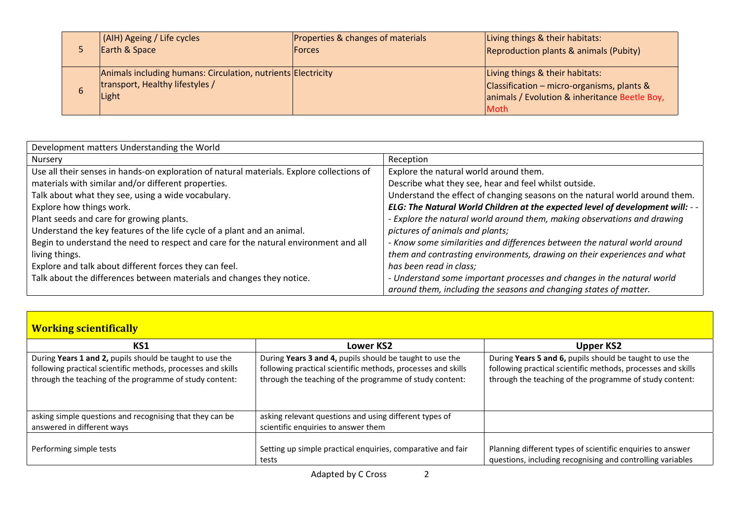| | | | |
|---|---|---|---|
| 5 | (AIH) Ageing / Life cycles<br>Earth & Space | Properties & changes of materials<br>Forces | Living things & their habitats:<br>Reproduction plants & animals (Pubity) |
| 6 | Animals including humans: Circulation, nutrients transport, Healthy lifestyles /<br>Light | Electricity | Living things & their habitats:<br>Classification – micro-organisms, plants & animals / Evolution & inheritance Beetle Boy, Moth |

| Development matters Understanding the World | |
|---|---|
| Nursery | Reception |
| Use all their senses in hands-on exploration of natural materials. Explore collections of materials with similar and/or different properties.<br>Talk about what they see, using a wide vocabulary.<br>Explore how things work.<br>Plant seeds and care for growing plants.<br>Understand the key features of the life cycle of a plant and an animal.<br>Begin to understand the need to respect and care for the natural environment and all living things.<br>Explore and talk about different forces they can feel.<br>Talk about the differences between materials and changes they notice. | Explore the natural world around them.<br>Describe what they see, hear and feel whilst outside.<br>Understand the effect of changing seasons on the natural world around them.<br>***ELG: The Natural World Children at the expected level of development will: - -***<br>*- Explore the natural world around them, making observations and drawing pictures of animals and plants;*<br>*- Know some similarities and differences between the natural world around them and contrasting environments, drawing on their experiences and what has been read in class;*<br>*- Understand some important processes and changes in the natural world around them, including the seasons and changing states of matter.* |

## Working scientifically

| KS1 | Lower KS2 | Upper KS2 |
|---|---|---|
| During **Years 1 and 2,** pupils should be taught to use the following practical scientific methods, processes and skills through the teaching of the programme of study content: | During **Years 3 and 4,** pupils should be taught to use the following practical scientific methods, processes and skills through the teaching of the programme of study content: | During **Years 5 and 6,** pupils should be taught to use the following practical scientific methods, processes and skills through the teaching of the programme of study content: |
| asking simple questions and recognising that they can be answered in different ways | asking relevant questions and using different types of scientific enquiries to answer them | |
| Performing simple tests | Setting up simple practical enquiries, comparative and fair tests | Planning different types of scientific enquiries to answer questions, including recognising and controlling variables |

Adapted by C Cross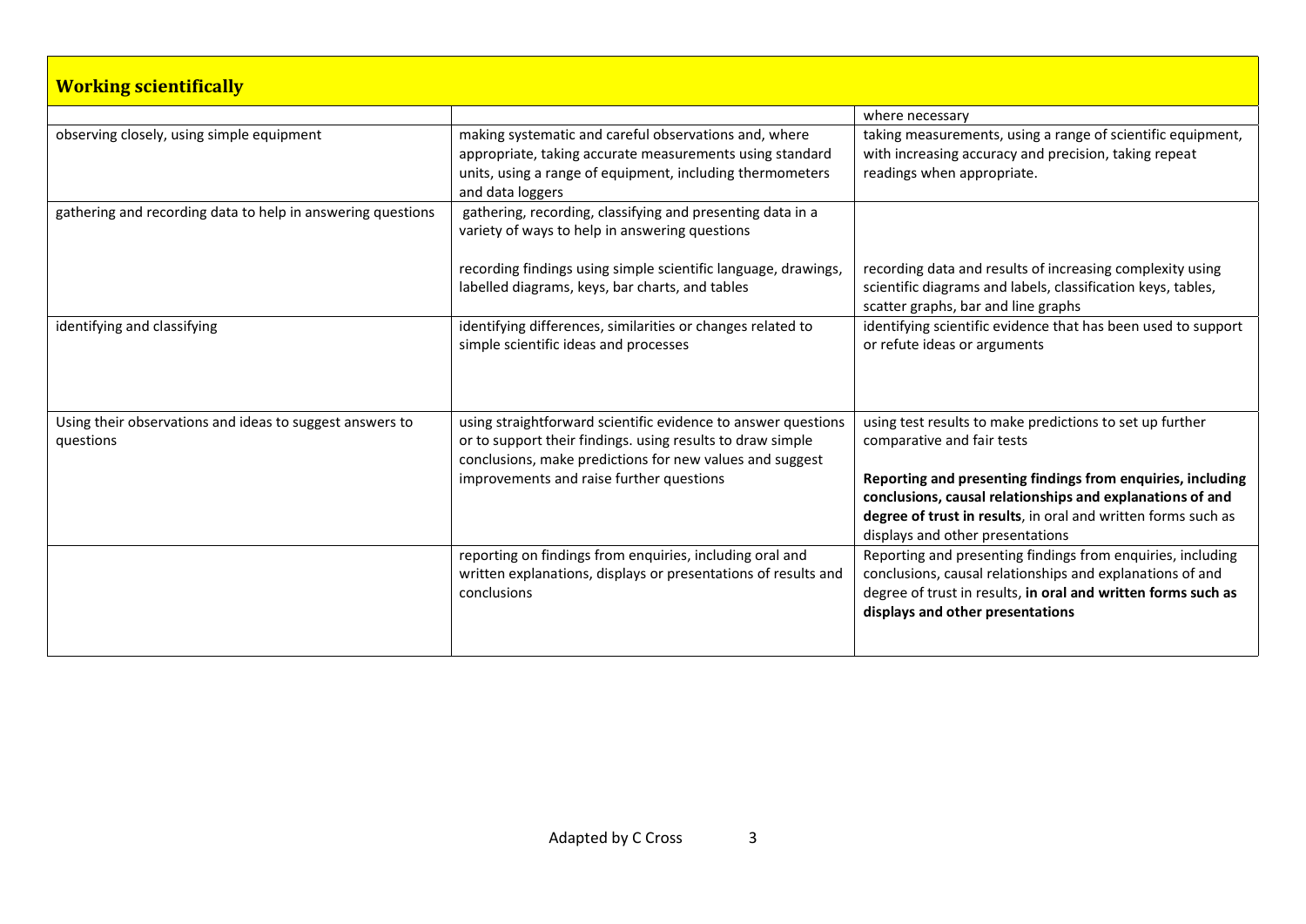| Working scientifically | | |
|---|---|---|
| | | where necessary |
| observing closely, using simple equipment | making systematic and careful observations and, where appropriate, taking accurate measurements using standard units, using a range of equipment, including thermometers and data loggers | taking measurements, using a range of scientific equipment, with increasing accuracy and precision, taking repeat readings when appropriate. |
| gathering and recording data to help in answering questions | gathering, recording, classifying and presenting data in a variety of ways to help in answering questions<br><br>recording findings using simple scientific language, drawings, labelled diagrams, keys, bar charts, and tables | recording data and results of increasing complexity using scientific diagrams and labels, classification keys, tables, scatter graphs, bar and line graphs |
| identifying and classifying | identifying differences, similarities or changes related to simple scientific ideas and processes | identifying scientific evidence that has been used to support or refute ideas or arguments |
| Using their observations and ideas to suggest answers to questions | using straightforward scientific evidence to answer questions or to support their findings. using results to draw simple conclusions, make predictions for new values and suggest improvements and raise further questions | using test results to make predictions to set up further comparative and fair tests<br><br>**Reporting and presenting findings from enquiries, including conclusions, causal relationships and explanations of and degree of trust in results**, in oral and written forms such as displays and other presentations |
| | reporting on findings from enquiries, including oral and written explanations, displays or presentations of results and conclusions | Reporting and presenting findings from enquiries, including conclusions, causal relationships and explanations of and degree of trust in results, **in oral and written forms such as displays and other presentations** |

Adapted by C Cross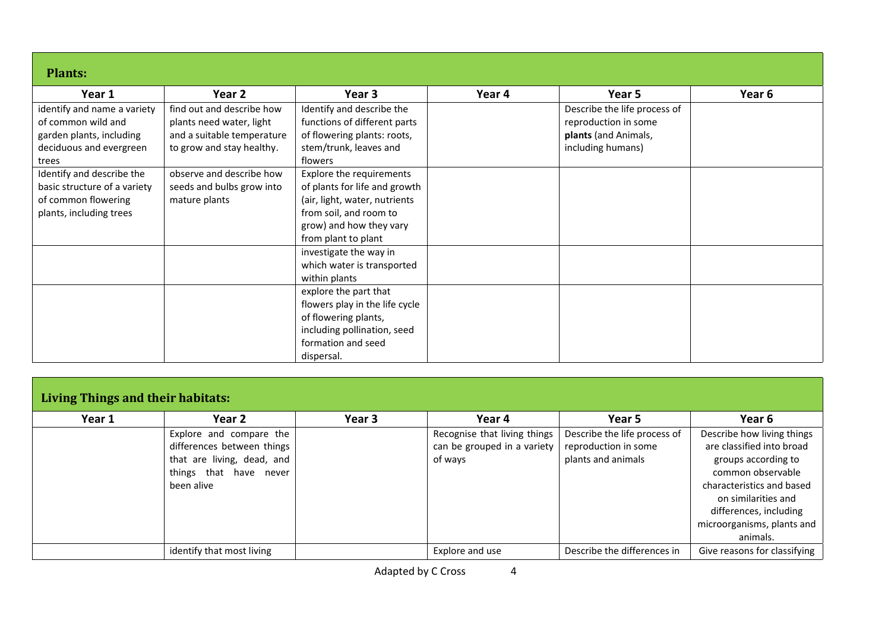## Plants:

| Year 1 | Year 2 | Year 3 | Year 4 | Year 5 | Year 6 |
|---|---|---|---|---|---|
| identify and name a variety of common wild and garden plants, including deciduous and evergreen trees | find out and describe how plants need water, light and a suitable temperature to grow and stay healthy. | Identify and describe the functions of different parts of flowering plants: roots, stem/trunk, leaves and flowers | | Describe the life process of reproduction in some **plants** (and Animals, including humans) | |
| Identify and describe the basic structure of a variety of common flowering plants, including trees | observe and describe how seeds and bulbs grow into mature plants | Explore the requirements of plants for life and growth (air, light, water, nutrients from soil, and room to grow) and how they vary from plant to plant | | | |
| | | investigate the way in which water is transported within plants | | | |
| | | explore the part that flowers play in the life cycle of flowering plants, including pollination, seed formation and seed dispersal. | | | |

## Living Things and their habitats:

| Year 1 | Year 2 | Year 3 | Year 4 | Year 5 | Year 6 |
|---|---|---|---|---|---|
| | Explore and compare the differences between things that are living, dead, and things that have never been alive | | Recognise that living things can be grouped in a variety of ways | Describe the life process of reproduction in some plants and animals | Describe how living things are classified into broad groups according to common observable characteristics and based on similarities and differences, including microorganisms, plants and animals. |
| | identify that most living | | Explore and use | Describe the differences in | Give reasons for classifying |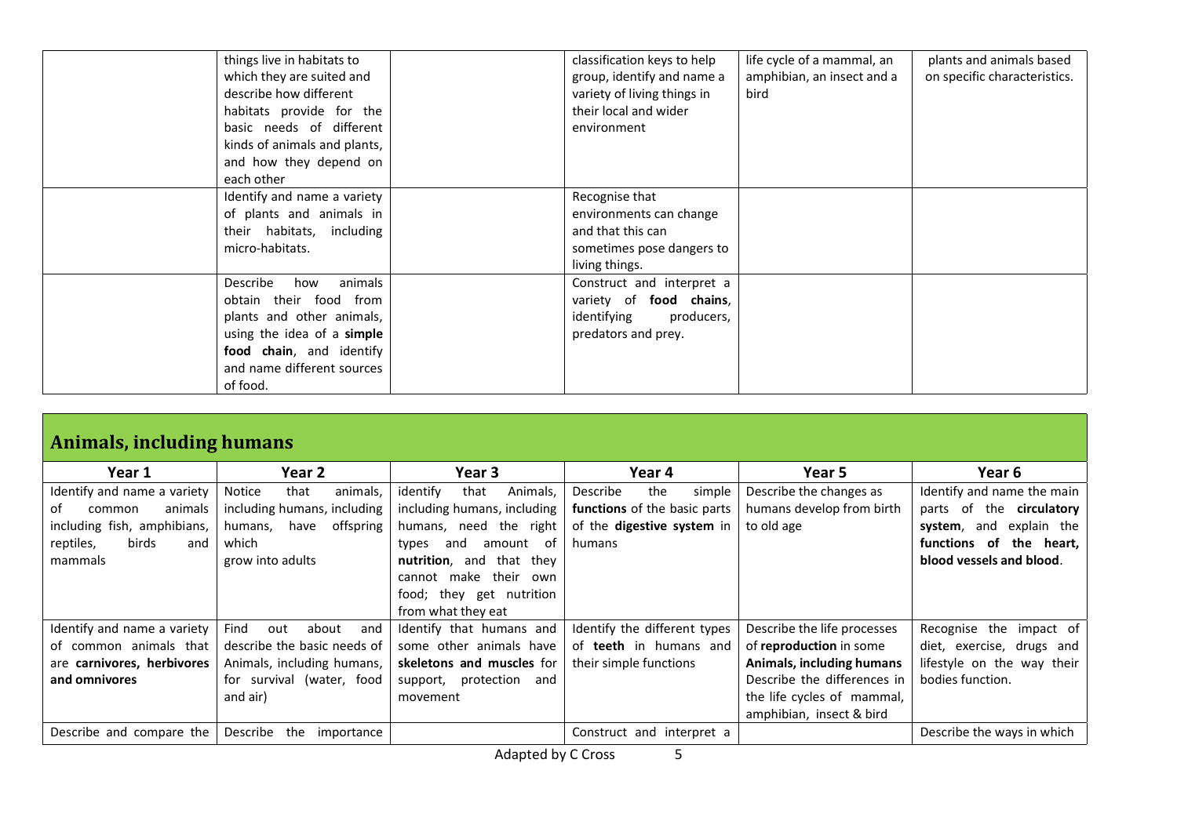| | | | | | |
|---|---|---|---|---|---|
| | things live in habitats to which they are suited and describe how different habitats provide for the basic needs of different kinds of animals and plants, and how they depend on each other | | classification keys to help group, identify and name a variety of living things in their local and wider environment | life cycle of a mammal, an amphibian, an insect and a bird | plants and animals based on specific characteristics. |
| | Identify and name a variety of plants and animals in their habitats, including micro-habitats. | | Recognise that environments can change and that this can sometimes pose dangers to living things. | | |
| | Describe how animals obtain their food from plants and other animals, using the idea of a **simple food chain**, and identify and name different sources of food. | | Construct and interpret a variety of **food chains**, identifying producers, predators and prey. | | |

## Animals, including humans

| Year 1 | Year 2 | Year 3 | Year 4 | Year 5 | Year 6 |
|---|---|---|---|---|---|
| Identify and name a variety of common animals including fish, amphibians, reptiles, birds and mammals | Notice that animals, including humans, have offspring which grow into adults | identify that Animals, including humans, need the right types and amount of **nutrition**, and that they cannot make their own food; they get nutrition from what they eat | Describe the simple **functions** of the basic parts of the **digestive system** in humans | Describe the changes as humans develop from birth to old age | Identify and name the main parts of the **circulatory system**, and explain the **functions of the heart, blood vessels and blood**. |
| Identify and name a variety of common animals that are **carnivores, herbivores and omnivores** | Find out about and describe the basic needs of Animals, including humans, for survival (water, food and air) | Identify that humans and some other animals have **skeletons and muscles** for support, protection and movement | Identify the different types of **teeth** in humans and their simple functions | Describe the life processes of **reproduction** in some **Animals, including humans** Describe the differences in the life cycles of mammal, amphibian, insect & bird | Recognise the impact of diet, exercise, drugs and lifestyle on the way their bodies function. |
| Describe and compare the | Describe the importance | | Construct and interpret a | | Describe the ways in which |

Adapted by C Cross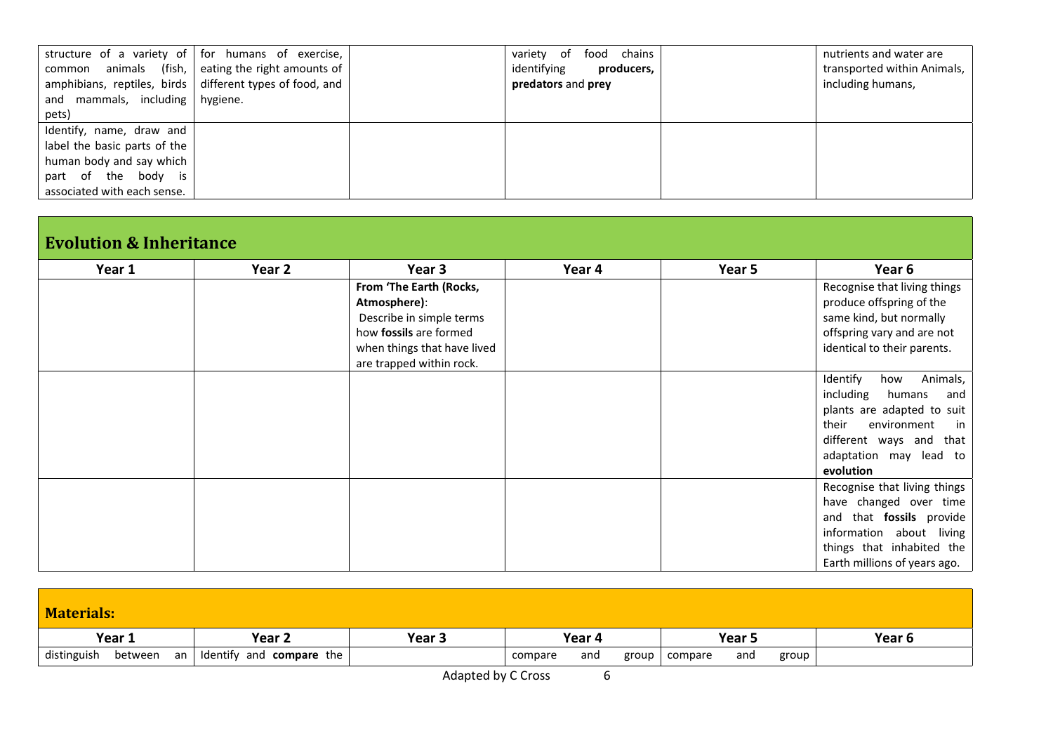| | | | | | |
|---|---|---|---|---|---|
| structure of a variety of common animals (fish, amphibians, reptiles, birds and mammals, including pets) | for humans of exercise, eating the right amounts of different types of food, and hygiene. | | variety of food chains identifying **producers, predators** and **prey** | | nutrients and water are transported within Animals, including humans, |
| Identify, name, draw and label the basic parts of the human body and say which part of the body is associated with each sense. | | | | | |

## Evolution & Inheritance

| Year 1 | Year 2 | Year 3 | Year 4 | Year 5 | Year 6 |
|---|---|---|---|---|---|
| | | **From 'The Earth (Rocks, Atmosphere)**: Describe in simple terms how **fossils** are formed when things that have lived are trapped within rock. | | | Recognise that living things produce offspring of the same kind, but normally offspring vary and are not identical to their parents. |
| | | | | | Identify how Animals, including humans and plants are adapted to suit their environment in different ways and that adaptation may lead to **evolution** |
| | | | | | Recognise that living things have changed over time and that **fossils** provide information about living things that inhabited the Earth millions of years ago. |

## Materials:

| Year 1 | Year 2 | Year 3 | Year 4 | Year 5 | Year 6 |
|---|---|---|---|---|---|
| distinguish between an | Identify and **compare** the | | compare and group | compare and group | |

Adapted by C Cross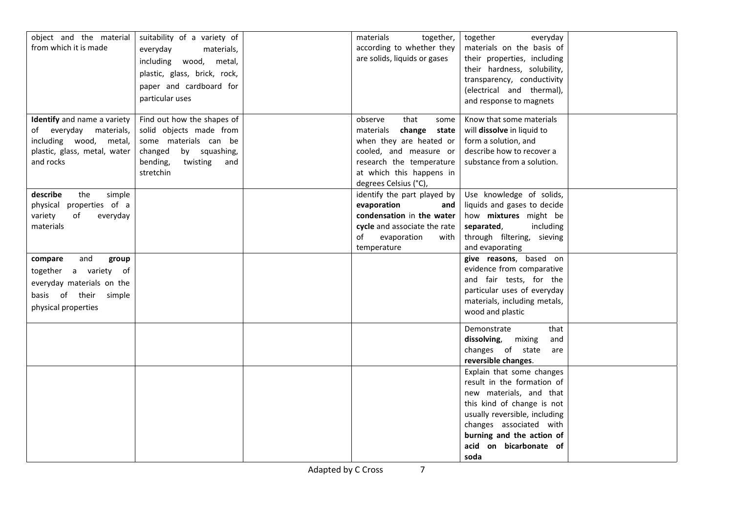| | | | | | |
|---|---|---|---|---|---|
| object and the material from which it is made | suitability of a variety of everyday materials, including wood, metal, plastic, glass, brick, rock, paper and cardboard for particular uses | | materials together, according to whether they are solids, liquids or gases | together everyday materials on the basis of their properties, including their hardness, solubility, transparency, conductivity (electrical and thermal), and response to magnets | |
| **Identify** and name a variety of everyday materials, including wood, metal, plastic, glass, metal, water and rocks | Find out how the shapes of solid objects made from some materials can be changed by squashing, bending, twisting and stretchin | | observe that some materials **change state** when they are heated or cooled, and measure or research the temperature at which this happens in degrees Celsius (°C), | Know that some materials will **dissolve** in liquid to form a solution, and describe how to recover a substance from a solution. | |
| **describe** the simple physical properties of a variety of everyday materials | | | identify the part played by **evaporation and condensation** in **the water cycle** and associate the rate of evaporation with temperature | Use knowledge of solids, liquids and gases to decide how **mixtures** might be **separated**, including through filtering, sieving and evaporating | |
| **compare** and **group** together a variety of everyday materials on the basis of their simple physical properties | | | | **give reasons**, based on evidence from comparative and fair tests, for the particular uses of everyday materials, including metals, wood and plastic | |
| | | | | Demonstrate that **dissolving**, mixing and changes of state are **reversible changes**. | |
| | | | | Explain that some changes result in the formation of new materials, and that this kind of change is not usually reversible, including changes associated with **burning and the action of acid on bicarbonate of soda** | |

Adapted by C Cross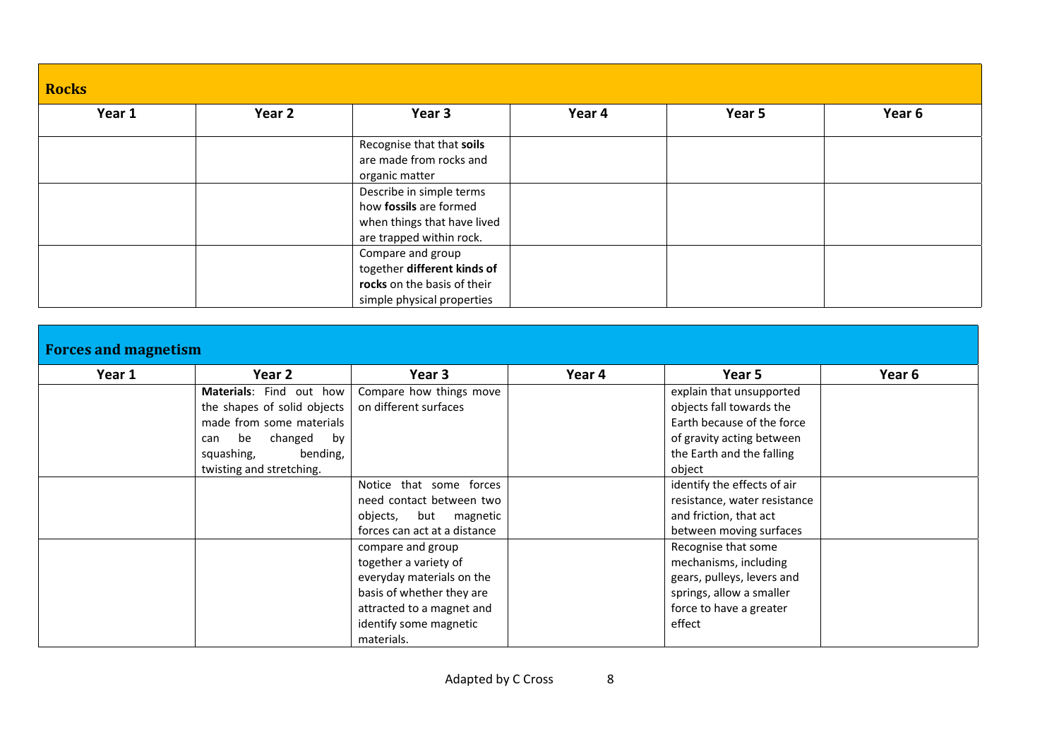## Rocks

| Year 1 | Year 2 | Year 3 | Year 4 | Year 5 | Year 6 |
|---|---|---|---|---|---|
| | | Recognise that that **soils** are made from rocks and organic matter | | | |
| | | Describe in simple terms how **fossils** are formed when things that have lived are trapped within rock. | | | |
| | | Compare and group together **different kinds of rocks** on the basis of their simple physical properties | | | |

## Forces and magnetism

| Year 1 | Year 2 | Year 3 | Year 4 | Year 5 | Year 6 |
|---|---|---|---|---|---|
| | **Materials**: Find out how the shapes of solid objects made from some materials can be changed by squashing, bending, twisting and stretching. | Compare how things move on different surfaces | | explain that unsupported objects fall towards the Earth because of the force of gravity acting between the Earth and the falling object | |
| | | Notice that some forces need contact between two objects, but magnetic forces can act at a distance | | identify the effects of air resistance, water resistance and friction, that act between moving surfaces | |
| | | compare and group together a variety of everyday materials on the basis of whether they are attracted to a magnet and identify some magnetic materials. | | Recognise that some mechanisms, including gears, pulleys, levers and springs, allow a smaller force to have a greater effect | |

Adapted by C Cross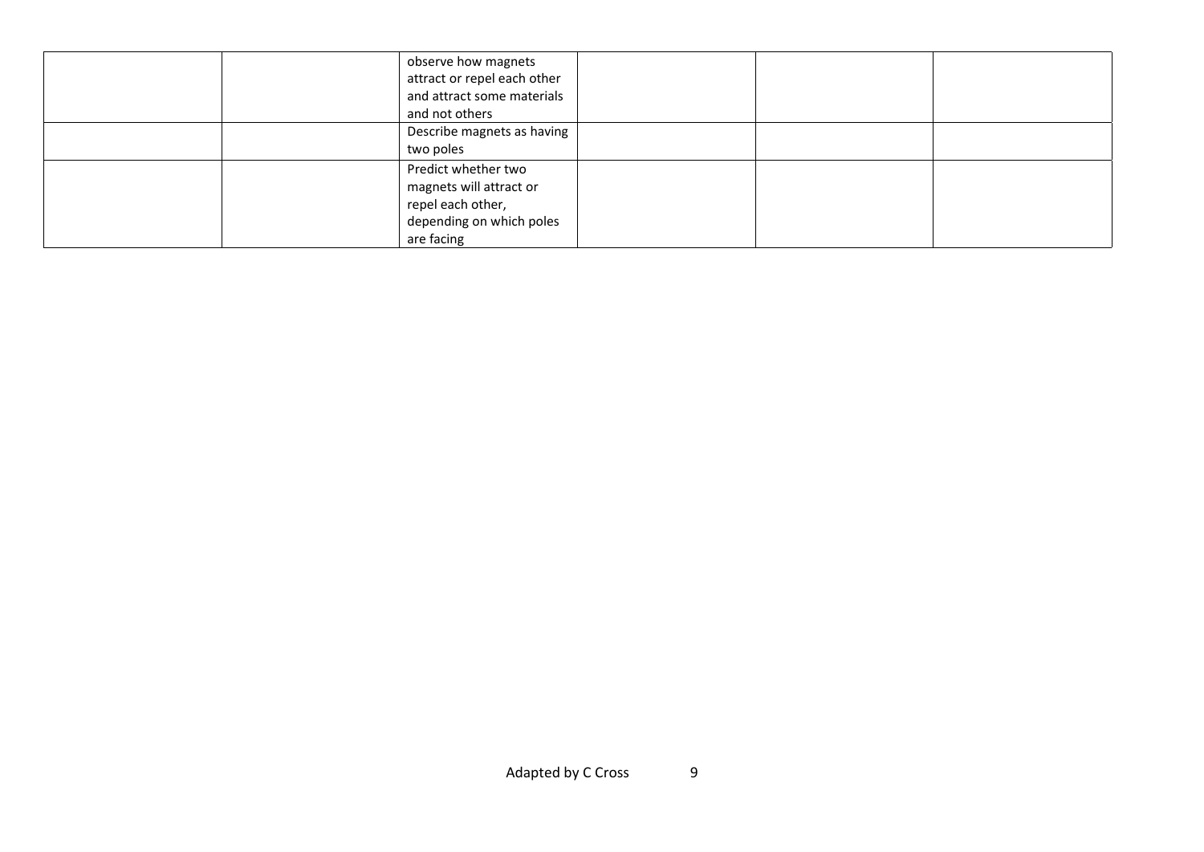| | | | | | |
|---|---|---|---|---|---|
| | | observe how magnets attract or repel each other and attract some materials and not others | | | |
| | | Describe magnets as having two poles | | | |
| | | Predict whether two magnets will attract or repel each other, depending on which poles are facing | | | |

Adapted by C Cross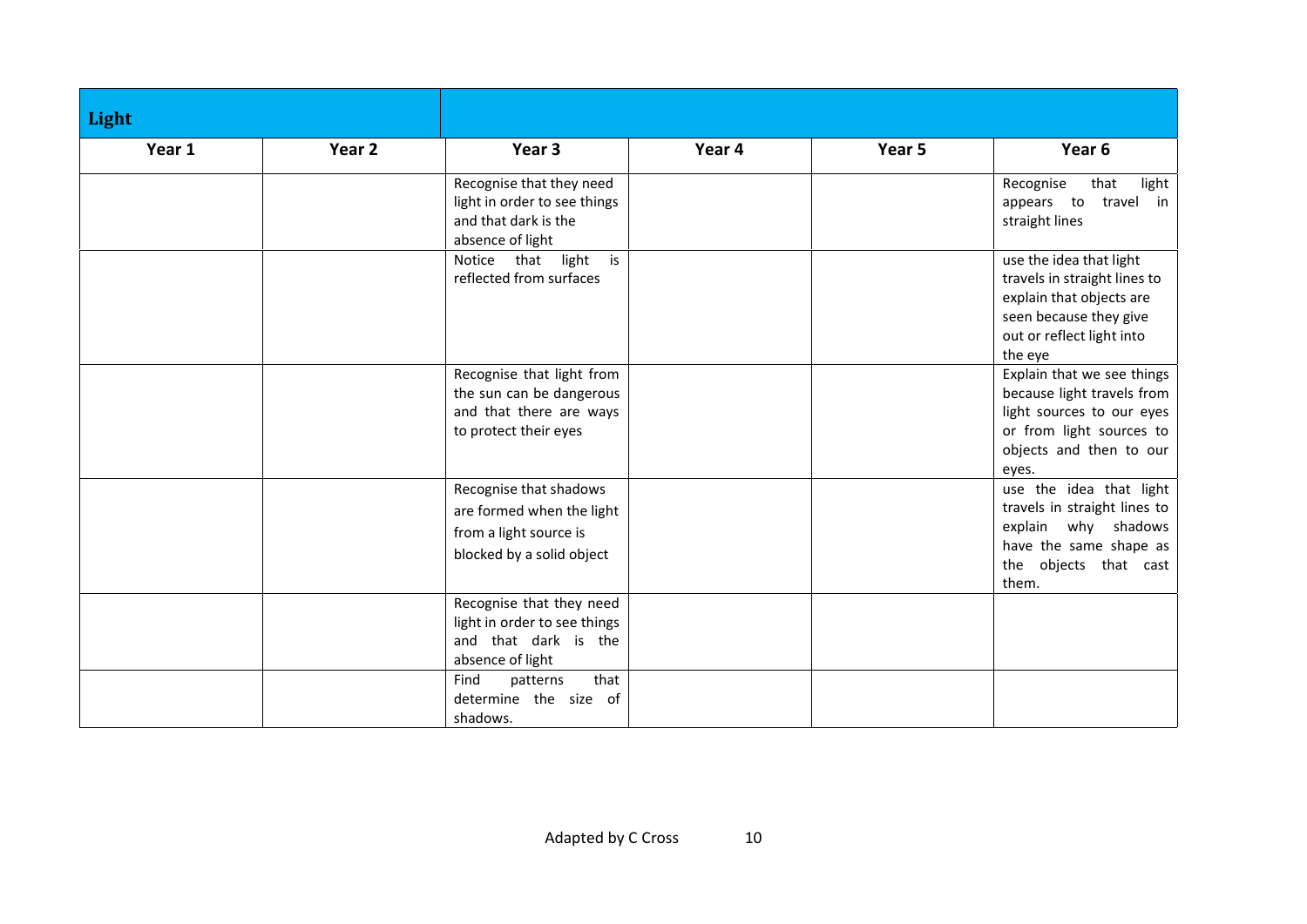| Light | | | | | |
|---|---|---|---|---|---|
| **Year 1** | **Year 2** | **Year 3** | **Year 4** | **Year 5** | **Year 6** |
| | | Recognise that they need light in order to see things and that dark is the absence of light | | | Recognise that light appears to travel in straight lines |
| | | Notice that light is reflected from surfaces | | | use the idea that light travels in straight lines to explain that objects are seen because they give out or reflect light into the eye |
| | | Recognise that light from the sun can be dangerous and that there are ways to protect their eyes | | | Explain that we see things because light travels from light sources to our eyes or from light sources to objects and then to our eyes. |
| | | Recognise that shadows are formed when the light from a light source is blocked by a solid object | | | use the idea that light travels in straight lines to explain why shadows have the same shape as the objects that cast them. |
| | | Recognise that they need light in order to see things and that dark is the absence of light | | | |
| | | Find patterns that determine the size of shadows. | | | |

Adapted by C Cross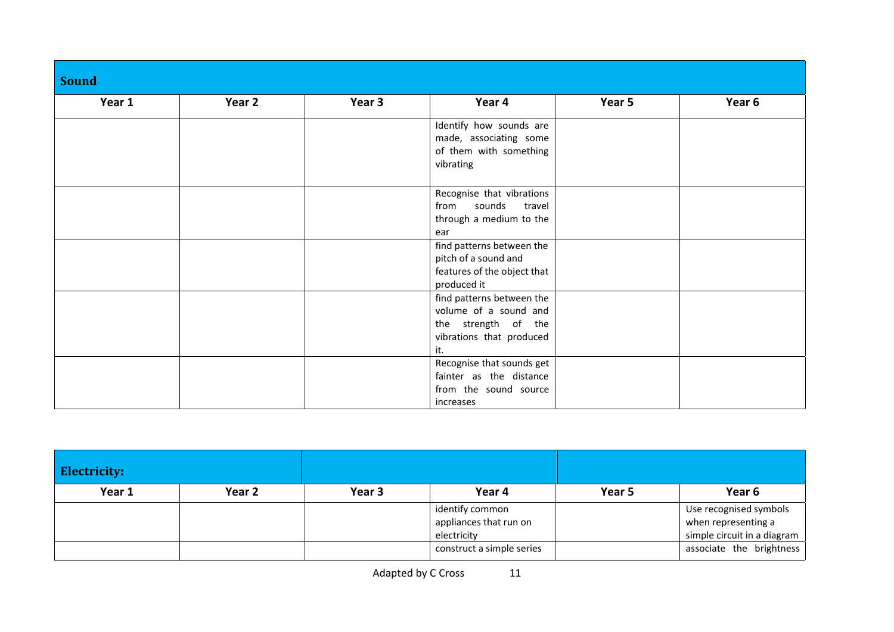## Sound

| Year 1 | Year 2 | Year 3 | Year 4 | Year 5 | Year 6 |
|---|---|---|---|---|---|
| | | | Identify how sounds are made, associating some of them with something vibrating | | |
| | | | Recognise that vibrations from sounds travel through a medium to the ear | | |
| | | | find patterns between the pitch of a sound and features of the object that produced it | | |
| | | | find patterns between the volume of a sound and the strength of the vibrations that produced it. | | |
| | | | Recognise that sounds get fainter as the distance from the sound source increases | | |

## Electricity:

| Year 1 | Year 2 | Year 3 | Year 4 | Year 5 | Year 6 |
|---|---|---|---|---|---|
| | | | identify common appliances that run on electricity | | Use recognised symbols when representing a simple circuit in a diagram |
| | | | construct a simple series | | associate the brightness |

Adapted by C Cross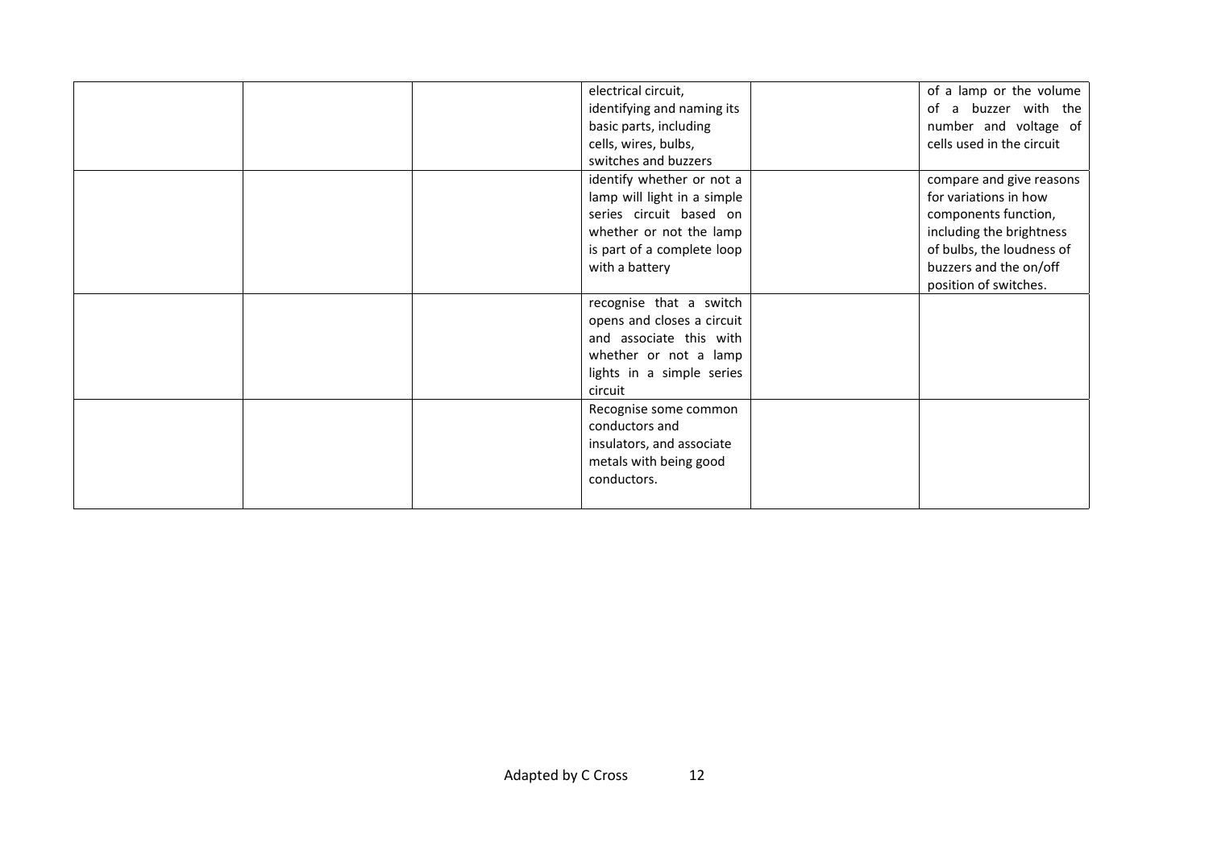| | | | | | |
|---|---|---|---|---|---|
| | | | electrical circuit, identifying and naming its basic parts, including cells, wires, bulbs, switches and buzzers | | of a lamp or the volume of a buzzer with the number and voltage of cells used in the circuit |
| | | | identify whether or not a lamp will light in a simple series circuit based on whether or not the lamp is part of a complete loop with a battery | | compare and give reasons for variations in how components function, including the brightness of bulbs, the loudness of buzzers and the on/off position of switches. |
| | | | recognise that a switch opens and closes a circuit and associate this with whether or not a lamp lights in a simple series circuit | | |
| | | | Recognise some common conductors and insulators, and associate metals with being good conductors. | | |

Adapted by C Cross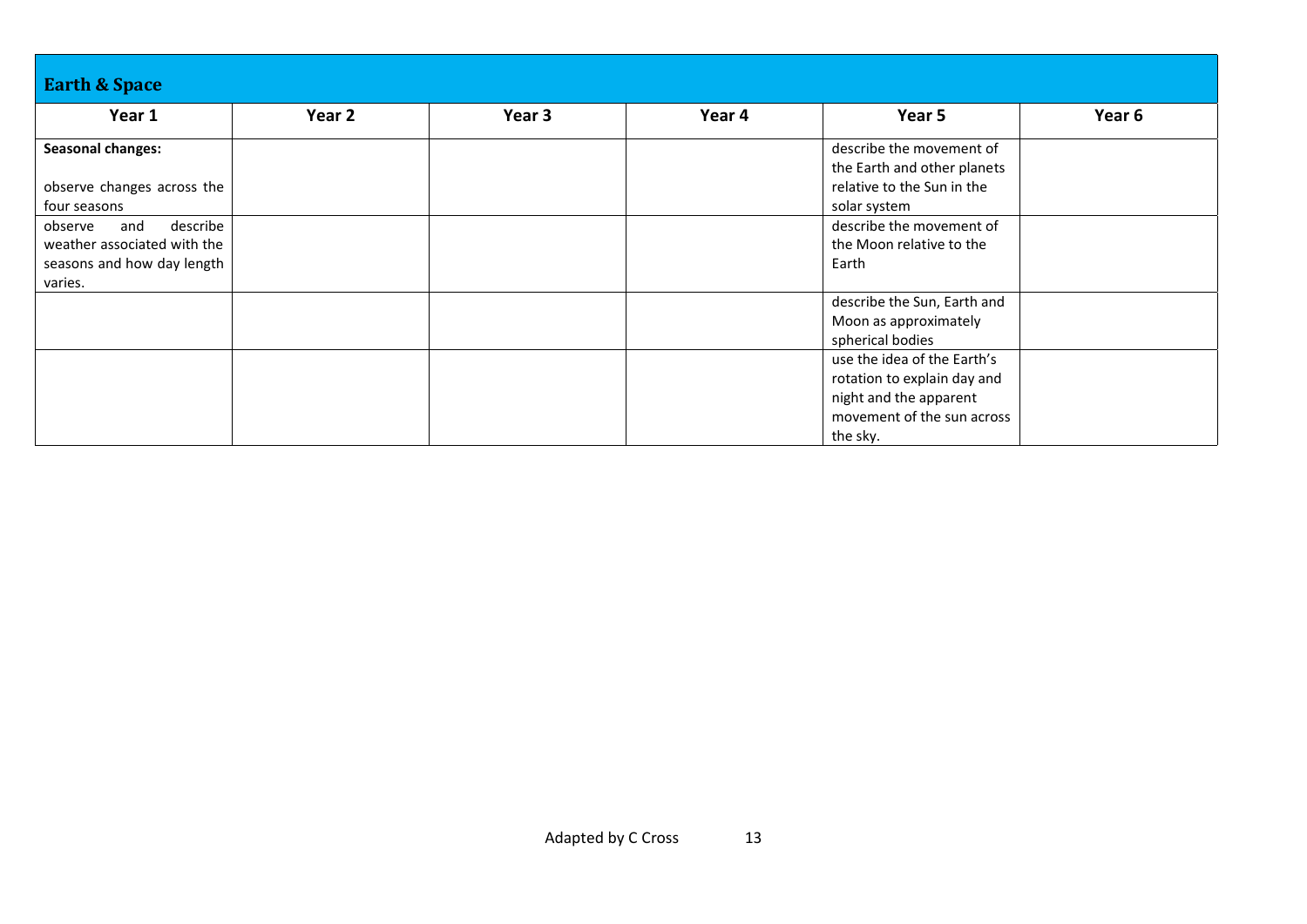## Earth & Space

| Year 1 | Year 2 | Year 3 | Year 4 | Year 5 | Year 6 |
|---|---|---|---|---|---|
| **Seasonal changes:**<br><br>observe changes across the four seasons | | | | describe the movement of the Earth and other planets relative to the Sun in the solar system | |
| observe and describe weather associated with the seasons and how day length varies. | | | | describe the movement of the Moon relative to the Earth | |
| | | | | describe the Sun, Earth and Moon as approximately spherical bodies | |
| | | | | use the idea of the Earth's rotation to explain day and night and the apparent movement of the sun across the sky. | |

Adapted by C Cross